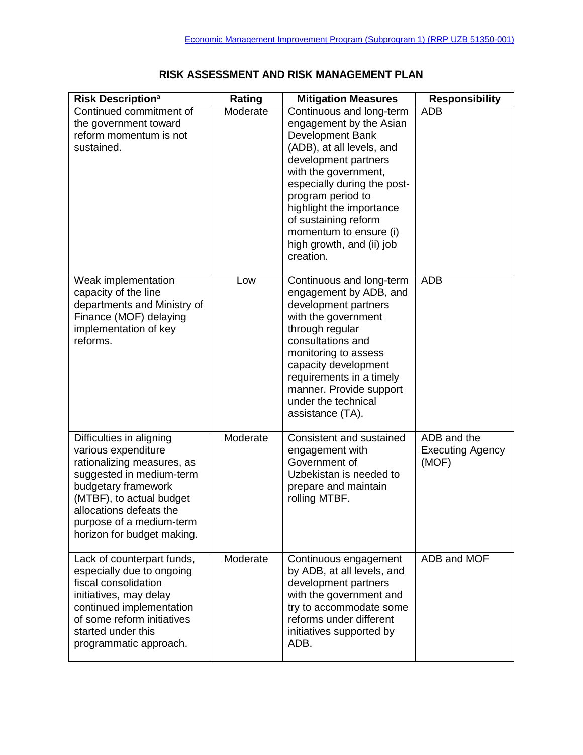## RISK ASSESSMENT AND RISK MANAGEMENT PLAN

| Risk Description[a] | Rating | Mitigation Measures | Responsibility |
|---|---|---|---|
| Continued commitment of the government toward reform momentum is not sustained. | Moderate | Continuous and long-term engagement by the Asian Development Bank (ADB), at all levels, and development partners with the government, especially during the post-program period to highlight the importance of sustaining reform momentum to ensure (i) high growth, and (ii) job creation. | ADB |
| Weak implementation capacity of the line departments and Ministry of Finance (MOF) delaying implementation of key reforms. | Low | Continuous and long-term engagement by ADB, and development partners with the government through regular consultations and monitoring to assess capacity development requirements in a timely manner. Provide support under the technical assistance (TA). | ADB |
| Difficulties in aligning various expenditure rationalizing measures, as suggested in medium-term budgetary framework (MTBF), to actual budget allocations defeats the purpose of a medium-term horizon for budget making. | Moderate | Consistent and sustained engagement with Government of Uzbekistan is needed to prepare and maintain rolling MTBF. | ADB and the Executing Agency (MOF) |
| Lack of counterpart funds, especially due to ongoing fiscal consolidation initiatives, may delay continued implementation of some reform initiatives started under this programmatic approach. | Moderate | Continuous engagement by ADB, at all levels, and development partners with the government and try to accommodate some reforms under different initiatives supported by ADB. | ADB and MOF |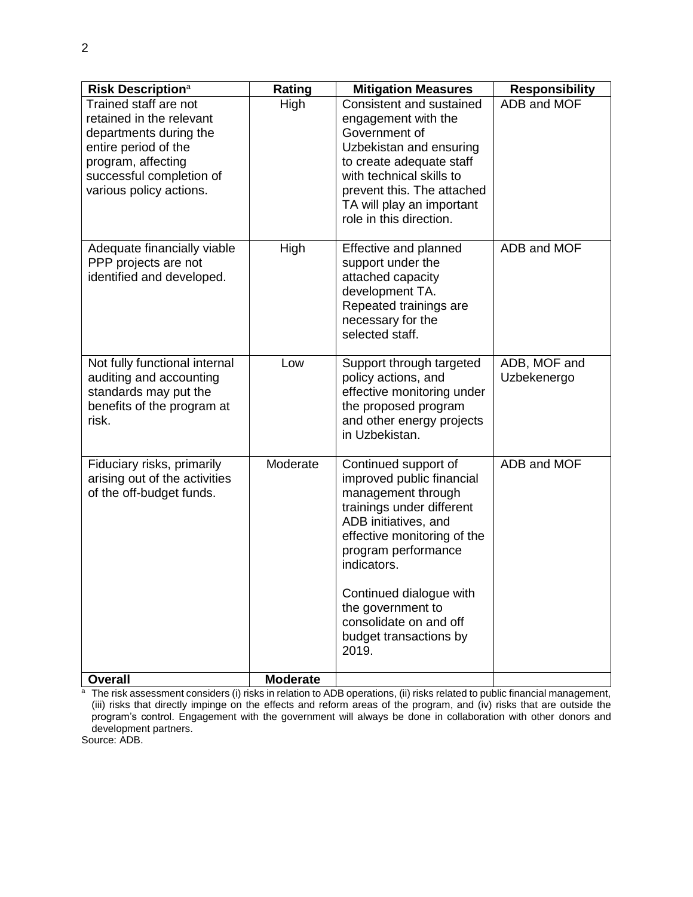| Risk Description[a] | Rating | Mitigation Measures | Responsibility |
|---|---|---|---|
| Trained staff are not retained in the relevant departments during the entire period of the program, affecting successful completion of various policy actions. | High | Consistent and sustained engagement with the Government of Uzbekistan and ensuring to create adequate staff with technical skills to prevent this. The attached TA will play an important role in this direction. | ADB and MOF |
| Adequate financially viable PPP projects are not identified and developed. | High | Effective and planned support under the attached capacity development TA. Repeated trainings are necessary for the selected staff. | ADB and MOF |
| Not fully functional internal auditing and accounting standards may put the benefits of the program at risk. | Low | Support through targeted policy actions, and effective monitoring under the proposed program and other energy projects in Uzbekistan. | ADB, MOF and Uzbekenergo |
| Fiduciary risks, primarily arising out of the activities of the off-budget funds. | Moderate | Continued support of improved public financial management through trainings under different ADB initiatives, and effective monitoring of the program performance indicators.<br><br>Continued dialogue with the government to consolidate on and off budget transactions by 2019. | ADB and MOF |
| **Overall** | **Moderate** | | |

[a] The risk assessment considers (i) risks in relation to ADB operations, (ii) risks related to public financial management, (iii) risks that directly impinge on the effects and reform areas of the program, and (iv) risks that are outside the program's control. Engagement with the government will always be done in collaboration with other donors and development partners.

Source: ADB.